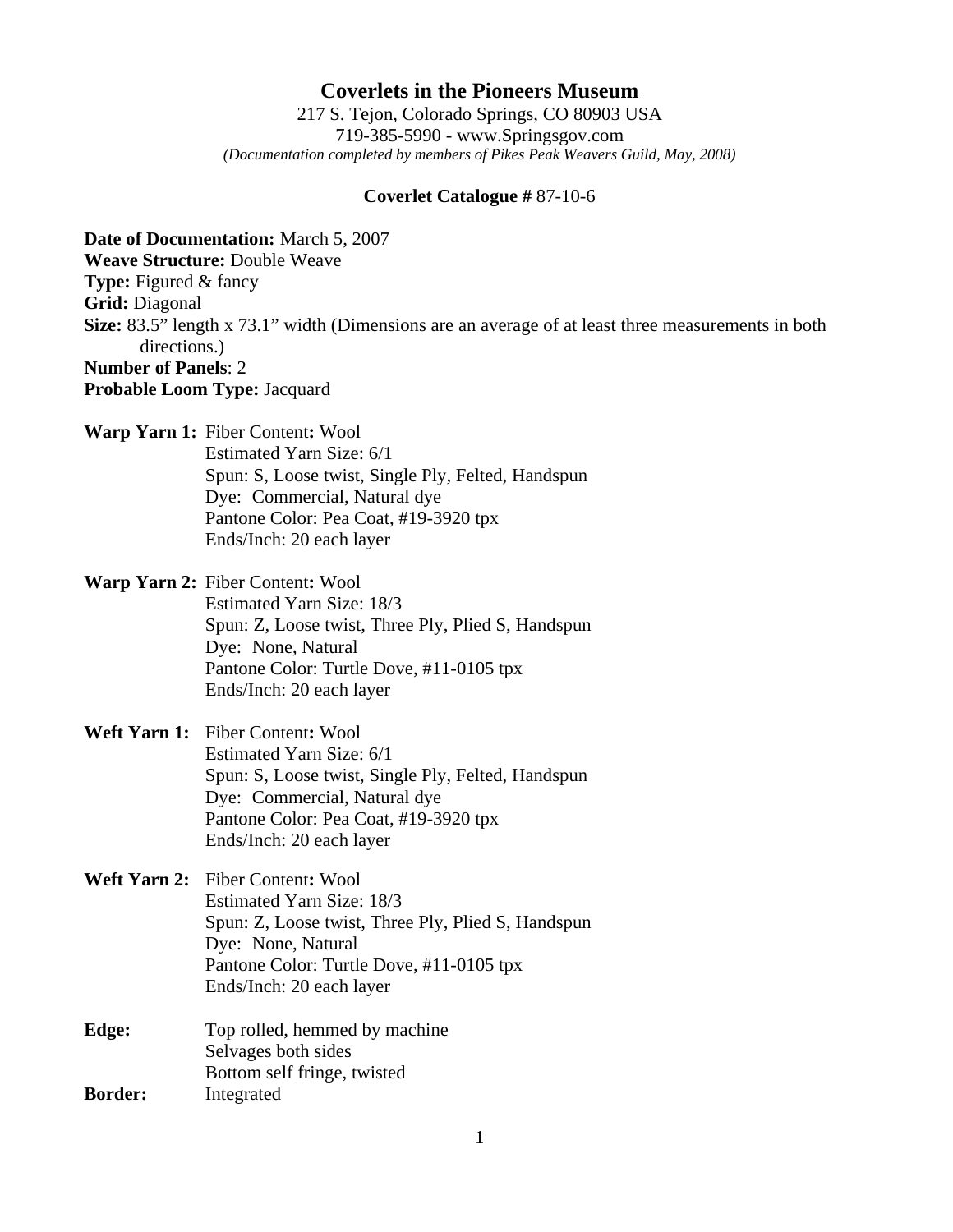# Coverlets in the Pioneers Museum

217 S. Tejon, Colorado Springs, CO 80903 USA
719-385-5990 - www.Springsgov.com
*(Documentation completed by members of Pikes Peak Weavers Guild, May, 2008)*

**Coverlet Catalogue #** 87-10-6

**Date of Documentation:** March 5, 2007
**Weave Structure:** Double Weave
**Type:** Figured & fancy
**Grid:** Diagonal
**Size:** 83.5" length x 73.1" width (Dimensions are an average of at least three measurements in both directions.)
**Number of Panels**: 2
**Probable Loom Type:** Jacquard

**Warp Yarn 1:** Fiber Content**:** Wool
Estimated Yarn Size: 6/1
Spun: S, Loose twist, Single Ply, Felted, Handspun
Dye: Commercial, Natural dye
Pantone Color: Pea Coat, #19-3920 tpx
Ends/Inch: 20 each layer

**Warp Yarn 2:** Fiber Content**:** Wool
Estimated Yarn Size: 18/3
Spun: Z, Loose twist, Three Ply, Plied S, Handspun
Dye: None, Natural
Pantone Color: Turtle Dove, #11-0105 tpx
Ends/Inch: 20 each layer

**Weft Yarn 1:** Fiber Content**:** Wool
Estimated Yarn Size: 6/1
Spun: S, Loose twist, Single Ply, Felted, Handspun
Dye: Commercial, Natural dye
Pantone Color: Pea Coat, #19-3920 tpx
Ends/Inch: 20 each layer

**Weft Yarn 2:** Fiber Content**:** Wool
Estimated Yarn Size: 18/3
Spun: Z, Loose twist, Three Ply, Plied S, Handspun
Dye: None, Natural
Pantone Color: Turtle Dove, #11-0105 tpx
Ends/Inch: 20 each layer

**Edge:** Top rolled, hemmed by machine
Selvages both sides
Bottom self fringe, twisted
**Border:** Integrated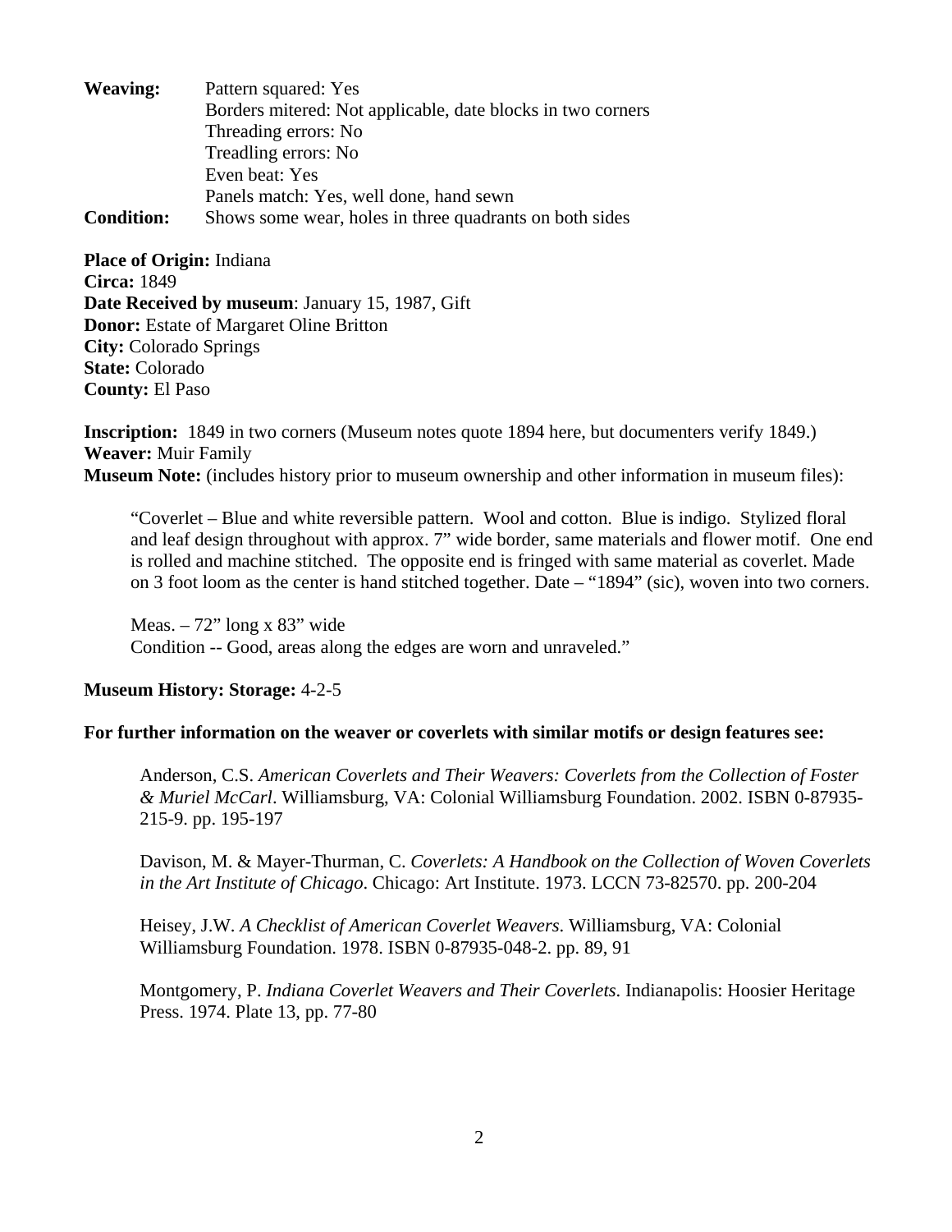**Weaving:** Pattern squared: Yes
Borders mitered: Not applicable, date blocks in two corners
Threading errors: No
Treadling errors: No
Even beat: Yes
Panels match: Yes, well done, hand sewn

**Condition:** Shows some wear, holes in three quadrants on both sides

**Place of Origin:** Indiana
**Circa:** 1849
**Date Received by museum**: January 15, 1987, Gift
**Donor:** Estate of Margaret Oline Britton
**City:** Colorado Springs
**State:** Colorado
**County:** El Paso

**Inscription:** 1849 in two corners (Museum notes quote 1894 here, but documenters verify 1849.)
**Weaver:** Muir Family
**Museum Note:** (includes history prior to museum ownership and other information in museum files):

> "Coverlet – Blue and white reversible pattern. Wool and cotton. Blue is indigo. Stylized floral and leaf design throughout with approx. 7" wide border, same materials and flower motif. One end is rolled and machine stitched. The opposite end is fringed with same material as coverlet. Made on 3 foot loom as the center is hand stitched together. Date – "1894" (sic), woven into two corners.
>
> Meas. – 72" long x 83" wide
> Condition -- Good, areas along the edges are worn and unraveled."

**Museum History: Storage:** 4-2-5

**For further information on the weaver or coverlets with similar motifs or design features see:**

Anderson, C.S. *American Coverlets and Their Weavers: Coverlets from the Collection of Foster & Muriel McCarl*. Williamsburg, VA: Colonial Williamsburg Foundation. 2002. ISBN 0-87935-215-9. pp. 195-197

Davison, M. & Mayer-Thurman, C. *Coverlets: A Handbook on the Collection of Woven Coverlets in the Art Institute of Chicago*. Chicago: Art Institute. 1973. LCCN 73-82570. pp. 200-204

Heisey, J.W. *A Checklist of American Coverlet Weavers*. Williamsburg, VA: Colonial Williamsburg Foundation. 1978. ISBN 0-87935-048-2. pp. 89, 91

Montgomery, P. *Indiana Coverlet Weavers and Their Coverlets*. Indianapolis: Hoosier Heritage Press. 1974. Plate 13, pp. 77-80